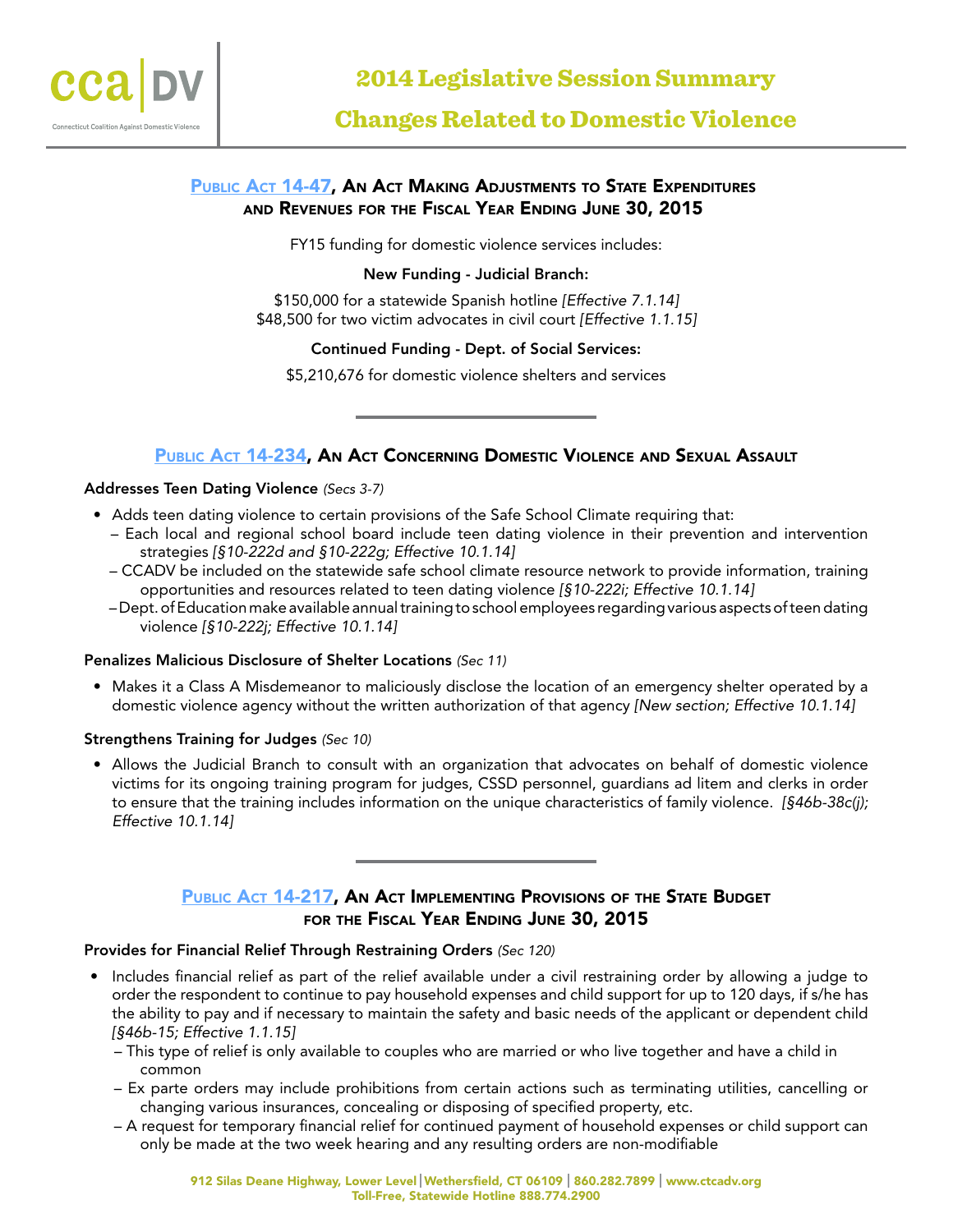# 2014 Legislative Session Summary

# Changes Related to Domestic Violence

## Public Act 14-47, An Act Making Adjustments to State Expenditures and Revenues for the Fiscal Year Ending June 30, 2015

FY15 funding for domestic violence services includes:

**New Funding - Judicial Branch:**

$150,000 for a statewide Spanish hotline *[Effective 7.1.14]*
$48,500 for two victim advocates in civil court *[Effective 1.1.15]*

**Continued Funding - Dept. of Social Services:**

$5,210,676 for domestic violence shelters and services

---

## Public Act 14-234, An Act Concerning Domestic Violence and Sexual Assault

**Addresses Teen Dating Violence** *(Secs 3-7)*

- Adds teen dating violence to certain provisions of the Safe School Climate requiring that:
  - Each local and regional school board include teen dating violence in their prevention and intervention strategies *[§10-222d and §10-222g; Effective 10.1.14]*
  - CCADV be included on the statewide safe school climate resource network to provide information, training opportunities and resources related to teen dating violence *[§10-222i; Effective 10.1.14]*
  - Dept. of Education make available annual training to school employees regarding various aspects of teen dating violence *[§10-222j; Effective 10.1.14]*

**Penalizes Malicious Disclosure of Shelter Locations** *(Sec 11)*

- Makes it a Class A Misdemeanor to maliciously disclose the location of an emergency shelter operated by a domestic violence agency without the written authorization of that agency *[New section; Effective 10.1.14]*

**Strengthens Training for Judges** *(Sec 10)*

- Allows the Judicial Branch to consult with an organization that advocates on behalf of domestic violence victims for its ongoing training program for judges, CSSD personnel, guardians ad litem and clerks in order to ensure that the training includes information on the unique characteristics of family violence. *[§46b-38c(j); Effective 10.1.14]*

---

## Public Act 14-217, An Act Implementing Provisions of the State Budget for the Fiscal Year Ending June 30, 2015

**Provides for Financial Relief Through Restraining Orders** *(Sec 120)*

- Includes financial relief as part of the relief available under a civil restraining order by allowing a judge to order the respondent to continue to pay household expenses and child support for up to 120 days, if s/he has the ability to pay and if necessary to maintain the safety and basic needs of the applicant or dependent child *[§46b-15; Effective 1.1.15]*
  - This type of relief is only available to couples who are married or who live together and have a child in common
  - Ex parte orders may include prohibitions from certain actions such as terminating utilities, cancelling or changing various insurances, concealing or disposing of specified property, etc.
  - A request for temporary financial relief for continued payment of household expenses or child support can only be made at the two week hearing and any resulting orders are non-modifiable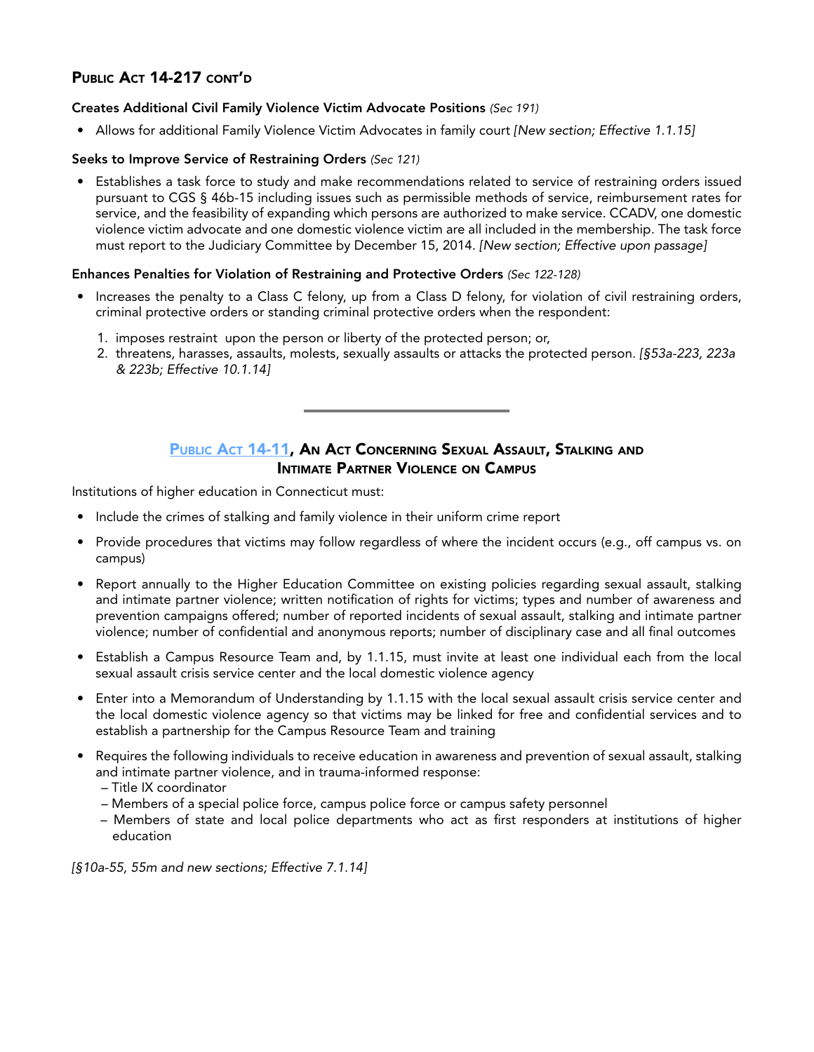## Public Act 14-217 cont'd

**Creates Additional Civil Family Violence Victim Advocate Positions** *(Sec 191)*

- Allows for additional Family Violence Victim Advocates in family court *[New section; Effective 1.1.15]*

**Seeks to Improve Service of Restraining Orders** *(Sec 121)*

- Establishes a task force to study and make recommendations related to service of restraining orders issued pursuant to CGS § 46b-15 including issues such as permissible methods of service, reimbursement rates for service, and the feasibility of expanding which persons are authorized to make service. CCADV, one domestic violence victim advocate and one domestic violence victim are all included in the membership. The task force must report to the Judiciary Committee by December 15, 2014. *[New section; Effective upon passage]*

**Enhances Penalties for Violation of Restraining and Protective Orders** *(Sec 122-128)*

- Increases the penalty to a Class C felony, up from a Class D felony, for violation of civil restraining orders, criminal protective orders or standing criminal protective orders when the respondent:
  1. imposes restraint upon the person or liberty of the protected person; or,
  2. threatens, harasses, assaults, molests, sexually assaults or attacks the protected person. *[§53a-223, 223a & 223b; Effective 10.1.14]*

---

## Public Act 14-11, An Act Concerning Sexual Assault, Stalking and Intimate Partner Violence on Campus

Institutions of higher education in Connecticut must:

- Include the crimes of stalking and family violence in their uniform crime report
- Provide procedures that victims may follow regardless of where the incident occurs (e.g., off campus vs. on campus)
- Report annually to the Higher Education Committee on existing policies regarding sexual assault, stalking and intimate partner violence; written notification of rights for victims; types and number of awareness and prevention campaigns offered; number of reported incidents of sexual assault, stalking and intimate partner violence; number of confidential and anonymous reports; number of disciplinary case and all final outcomes
- Establish a Campus Resource Team and, by 1.1.15, must invite at least one individual each from the local sexual assault crisis service center and the local domestic violence agency
- Enter into a Memorandum of Understanding by 1.1.15 with the local sexual assault crisis service center and the local domestic violence agency so that victims may be linked for free and confidential services and to establish a partnership for the Campus Resource Team and training
- Requires the following individuals to receive education in awareness and prevention of sexual assault, stalking and intimate partner violence, and in trauma-informed response:
  – Title IX coordinator
  – Members of a special police force, campus police force or campus safety personnel
  – Members of state and local police departments who act as first responders at institutions of higher education

*[§10a-55, 55m and new sections; Effective 7.1.14]*